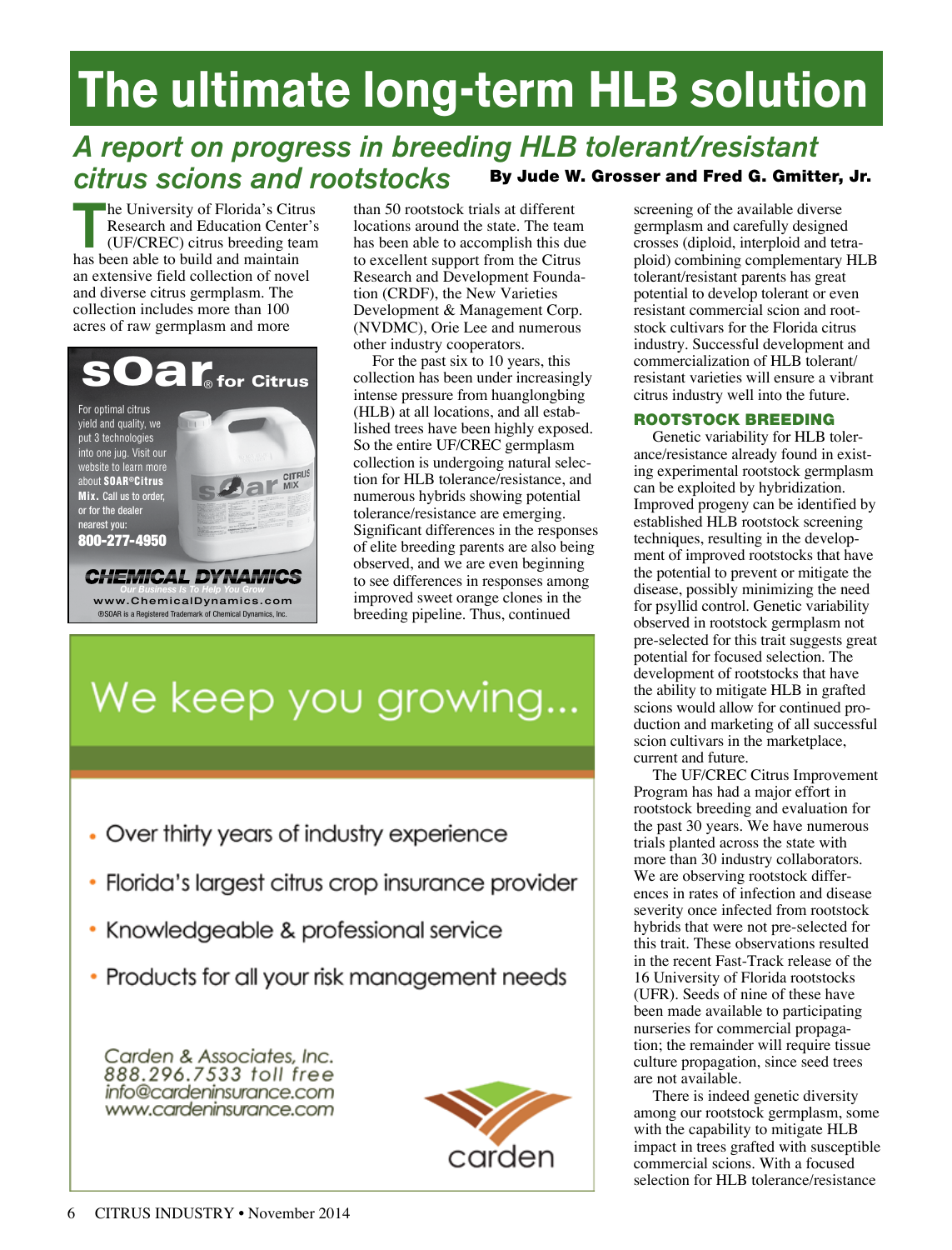# The ultimate long-term HLB solution

## *A report on progress in breeding HLB tolerant/resistant citrus scions and rootstocks*

**By Jude W. Grosser and Fred G. Gmitter, Jr.**

The University of Florida's Citrus Research and Education Center's (UF/CREC) citrus breeding team has been able to build and maintain an extensive field collection of novel and diverse citrus germplasm. The collection includes more than 100 acres of raw germplasm and more than 50 rootstock trials at different locations around the state. The team has been able to accomplish this due to excellent support from the Citrus Research and Development Foundation (CRDF), the New Varieties Development & Management Corp. (NVDMC), Orie Lee and numerous other industry cooperators.

For the past six to 10 years, this collection has been under increasingly intense pressure from huanglongbing (HLB) at all locations, and all established trees have been highly exposed. So the entire UF/CREC germplasm collection is undergoing natural selection for HLB tolerance/resistance, and numerous hybrids showing potential tolerance/resistance are emerging. Significant differences in the responses of elite breeding parents are also being observed, and we are even beginning to see differences in responses among improved sweet orange clones in the breeding pipeline. Thus, continued screening of the available diverse germplasm and carefully designed crosses (diploid, interploid and tetraploid) combining complementary HLB tolerant/resistant parents has great potential to develop tolerant or even resistant commercial scion and rootstock cultivars for the Florida citrus industry. Successful development and commercialization of HLB tolerant/resistant varieties will ensure a vibrant citrus industry well into the future.

### ROOTSTOCK BREEDING

Genetic variability for HLB tolerance/resistance already found in existing experimental rootstock germplasm can be exploited by hybridization. Improved progeny can be identified by established HLB rootstock screening techniques, resulting in the development of improved rootstocks that have the potential to prevent or mitigate the disease, possibly minimizing the need for psyllid control. Genetic variability observed in rootstock germplasm not pre-selected for this trait suggests great potential for focused selection. The development of rootstocks that have the ability to mitigate HLB in grafted scions would allow for continued production and marketing of all successful scion cultivars in the marketplace, current and future.

The UF/CREC Citrus Improvement Program has had a major effort in rootstock breeding and evaluation for the past 30 years. We have numerous trials planted across the state with more than 30 industry collaborators. We are observing rootstock differences in rates of infection and disease severity once infected from rootstock hybrids that were not pre-selected for this trait. These observations resulted in the recent Fast-Track release of the 16 University of Florida rootstocks (UFR). Seeds of nine of these have been made available to participating nurseries for commercial propagation; the remainder will require tissue culture propagation, since seed trees are not available.

There is indeed genetic diversity among our rootstock germplasm, some with the capability to mitigate HLB impact in trees grafted with susceptible commercial scions. With a focused selection for HLB tolerance/resistance

---

**sOar® for Citrus**

For optimal citrus yield and quality, we put 3 technologies into one jug. Visit our website to learn more about **SOAR®Citrus Mix.** Call us to order, or for the dealer nearest you: **800-277-4950**

**CHEMICAL DYNAMICS** — Our Business Is To Help You Grow
www.ChemicalDynamics.com
®SOAR is a Registered Trademark of Chemical Dynamics, Inc.

---

We keep you growing...

- Over thirty years of industry experience
- Florida's largest citrus crop insurance provider
- Knowledgeable & professional service
- Products for all your risk management needs

Carden & Associates, Inc.
888.296.7533 toll free
info@cardeninsurance.com
www.cardeninsurance.com

carden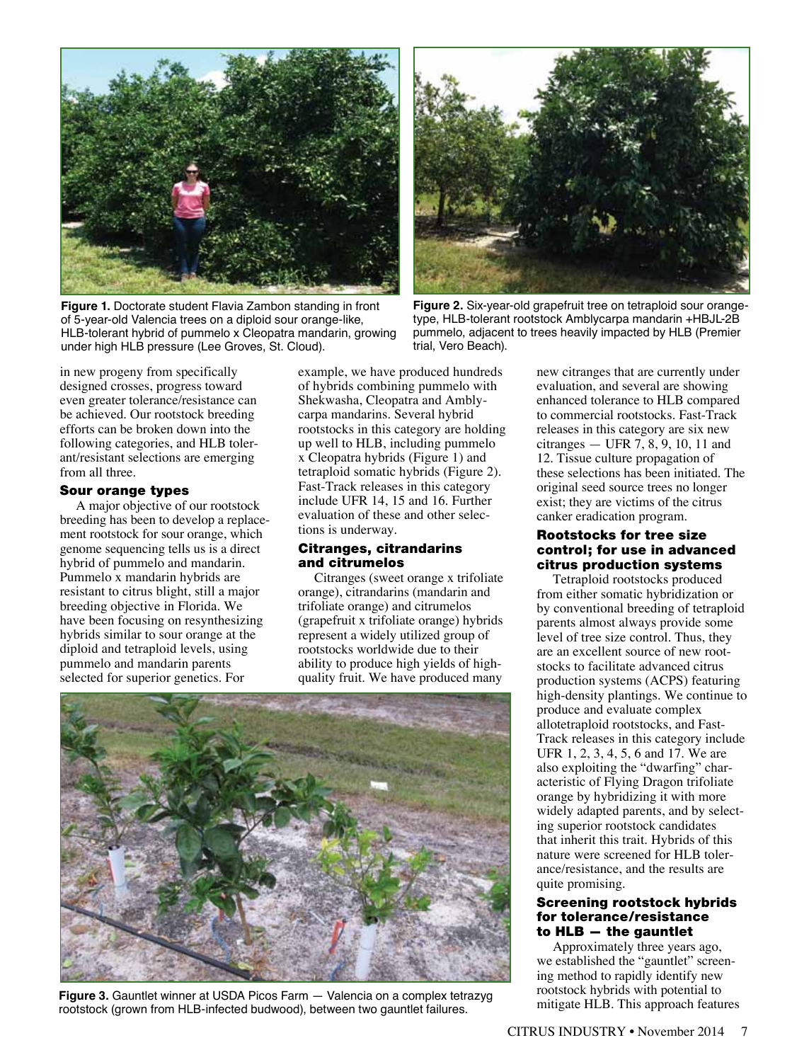**Figure 1.** Doctorate student Flavia Zambon standing in front of 5-year-old Valencia trees on a diploid sour orange-like, HLB-tolerant hybrid of pummelo x Cleopatra mandarin, growing under high HLB pressure (Lee Groves, St. Cloud).

**Figure 2.** Six-year-old grapefruit tree on tetraploid sour orange-type, HLB-tolerant rootstock Amblycarpa mandarin +HBJL-2B pummelo, adjacent to trees heavily impacted by HLB (Premier trial, Vero Beach).

in new progeny from specifically designed crosses, progress toward even greater tolerance/resistance can be achieved. Our rootstock breeding efforts can be broken down into the following categories, and HLB tolerant/resistant selections are emerging from all three.

### Sour orange types

A major objective of our rootstock breeding has been to develop a replacement rootstock for sour orange, which genome sequencing tells us is a direct hybrid of pummelo and mandarin. Pummelo x mandarin hybrids are resistant to citrus blight, still a major breeding objective in Florida. We have been focusing on resynthesizing hybrids similar to sour orange at the diploid and tetraploid levels, using pummelo and mandarin parents selected for superior genetics. For example, we have produced hundreds of hybrids combining pummelo with Shekwasha, Cleopatra and Amblycarpa mandarins. Several hybrid rootstocks in this category are holding up well to HLB, including pummelo x Cleopatra hybrids (Figure 1) and tetraploid somatic hybrids (Figure 2). Fast-Track releases in this category include UFR 14, 15 and 16. Further evaluation of these and other selections is underway.

### Citranges, citrandarins and citrumelos

Citranges (sweet orange x trifoliate orange), citrandarins (mandarin and trifoliate orange) and citrumelos (grapefruit x trifoliate orange) hybrids represent a widely utilized group of rootstocks worldwide due to their ability to produce high yields of high-quality fruit. We have produced many new citranges that are currently under evaluation, and several are showing enhanced tolerance to HLB compared to commercial rootstocks. Fast-Track releases in this category are six new citranges — UFR 7, 8, 9, 10, 11 and 12. Tissue culture propagation of these selections has been initiated. The original seed source trees no longer exist; they are victims of the citrus canker eradication program.

### Rootstocks for tree size control; for use in advanced citrus production systems

Tetraploid rootstocks produced from either somatic hybridization or by conventional breeding of tetraploid parents almost always provide some level of tree size control. Thus, they are an excellent source of new rootstocks to facilitate advanced citrus production systems (ACPS) featuring high-density plantings. We continue to produce and evaluate complex allotetraploid rootstocks, and Fast-Track releases in this category include UFR 1, 2, 3, 4, 5, 6 and 17. We are also exploiting the "dwarfing" characteristic of Flying Dragon trifoliate orange by hybridizing it with more widely adapted parents, and by selecting superior rootstock candidates that inherit this trait. Hybrids of this nature were screened for HLB tolerance/resistance, and the results are quite promising.

### Screening rootstock hybrids for tolerance/resistance to HLB — the gauntlet

Approximately three years ago, we established the "gauntlet" screening method to rapidly identify new rootstock hybrids with potential to mitigate HLB. This approach features

**Figure 3.** Gauntlet winner at USDA Picos Farm — Valencia on a complex tetrazyg rootstock (grown from HLB-infected budwood), between two gauntlet failures.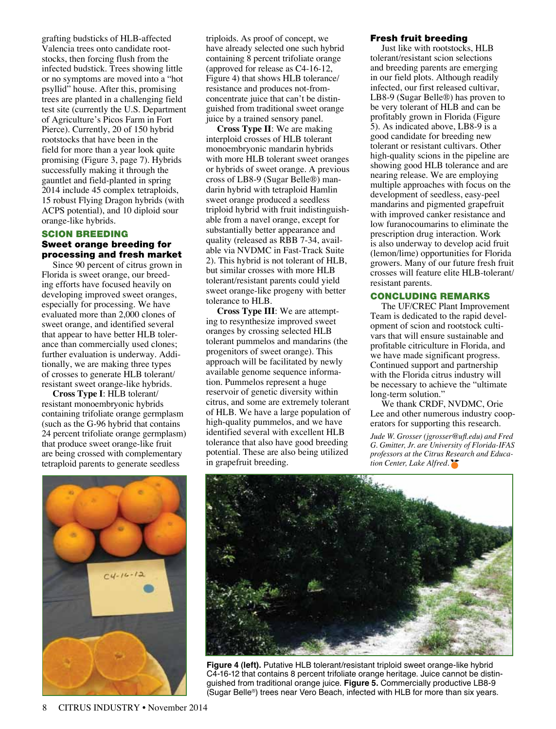grafting budsticks of HLB-affected Valencia trees onto candidate rootstocks, then forcing flush from the infected budstick. Trees showing little or no symptoms are moved into a "hot psyllid" house. After this, promising trees are planted in a challenging field test site (currently the U.S. Department of Agriculture's Picos Farm in Fort Pierce). Currently, 20 of 150 hybrid rootstocks that have been in the field for more than a year look quite promising (Figure 3, page 7). Hybrids successfully making it through the gauntlet and field-planted in spring 2014 include 45 complex tetraploids, 15 robust Flying Dragon hybrids (with ACPS potential), and 10 diploid sour orange-like hybrids.

## SCION BREEDING

### Sweet orange breeding for processing and fresh market

Since 90 percent of citrus grown in Florida is sweet orange, our breeding efforts have focused heavily on developing improved sweet oranges, especially for processing. We have evaluated more than 2,000 clones of sweet orange, and identified several that appear to have better HLB tolerance than commercially used clones; further evaluation is underway. Additionally, we are making three types of crosses to generate HLB tolerant/resistant sweet orange-like hybrids.

**Cross Type I**: HLB tolerant/resistant monoembryonic hybrids containing trifoliate orange germplasm (such as the G-96 hybrid that contains 24 percent trifoliate orange germplasm) that produce sweet orange-like fruit are being crossed with complementary tetraploid parents to generate seedless triploids. As proof of concept, we have already selected one such hybrid containing 8 percent trifoliate orange (approved for release as C4-16-12, Figure 4) that shows HLB tolerance/resistance and produces not-from-concentrate juice that can't be distinguished from traditional sweet orange juice by a trained sensory panel.

**Cross Type II**: We are making interploid crosses of HLB tolerant monoembryonic mandarin hybrids with more HLB tolerant sweet oranges or hybrids of sweet orange. A previous cross of LB8-9 (Sugar Belle®) mandarin hybrid with tetraploid Hamlin sweet orange produced a seedless triploid hybrid with fruit indistinguishable from a navel orange, except for substantially better appearance and quality (released as RBB 7-34, available via NVDMC in Fast-Track Suite 2). This hybrid is not tolerant of HLB, but similar crosses with more HLB tolerant/resistant parents could yield sweet orange-like progeny with better tolerance to HLB.

**Cross Type III**: We are attempting to resynthesize improved sweet oranges by crossing selected HLB tolerant pummelos and mandarins (the progenitors of sweet orange). This approach will be facilitated by newly available genome sequence information. Pummelos represent a huge reservoir of genetic diversity within citrus, and some are extremely tolerant of HLB. We have a large population of high-quality pummelos, and we have identified several with excellent HLB tolerance that also have good breeding potential. These are also being utilized in grapefruit breeding.

### Fresh fruit breeding

Just like with rootstocks, HLB tolerant/resistant scion selections and breeding parents are emerging in our field plots. Although readily infected, our first released cultivar, LB8-9 (Sugar Belle®) has proven to be very tolerant of HLB and can be profitably grown in Florida (Figure 5). As indicated above, LB8-9 is a good candidate for breeding new tolerant or resistant cultivars. Other high-quality scions in the pipeline are showing good HLB tolerance and are nearing release. We are employing multiple approaches with focus on the development of seedless, easy-peel mandarins and pigmented grapefruit with improved canker resistance and low furanocoumarins to eliminate the prescription drug interaction. Work is also underway to develop acid fruit (lemon/lime) opportunities for Florida growers. Many of our future fresh fruit crosses will feature elite HLB-tolerant/resistant parents.

## CONCLUDING REMARKS

The UF/CREC Plant Improvement Team is dedicated to the rapid development of scion and rootstock cultivars that will ensure sustainable and profitable citriculture in Florida, and we have made significant progress. Continued support and partnership with the Florida citrus industry will be necessary to achieve the "ultimate long-term solution."

We thank CRDF, NVDMC, Orie Lee and other numerous industry cooperators for supporting this research.

*Jude W. Grosser (jgrosser@ufl.edu) and Fred G. Gmitter, Jr. are University of Florida-IFAS professors at the Citrus Research and Education Center, Lake Alfred.*

**Figure 4 (left).** Putative HLB tolerant/resistant triploid sweet orange-like hybrid C4-16-12 that contains 8 percent trifoliate orange heritage. Juice cannot be distinguished from traditional orange juice. **Figure 5.** Commercially productive LB8-9 (Sugar Belle®) trees near Vero Beach, infected with HLB for more than six years.